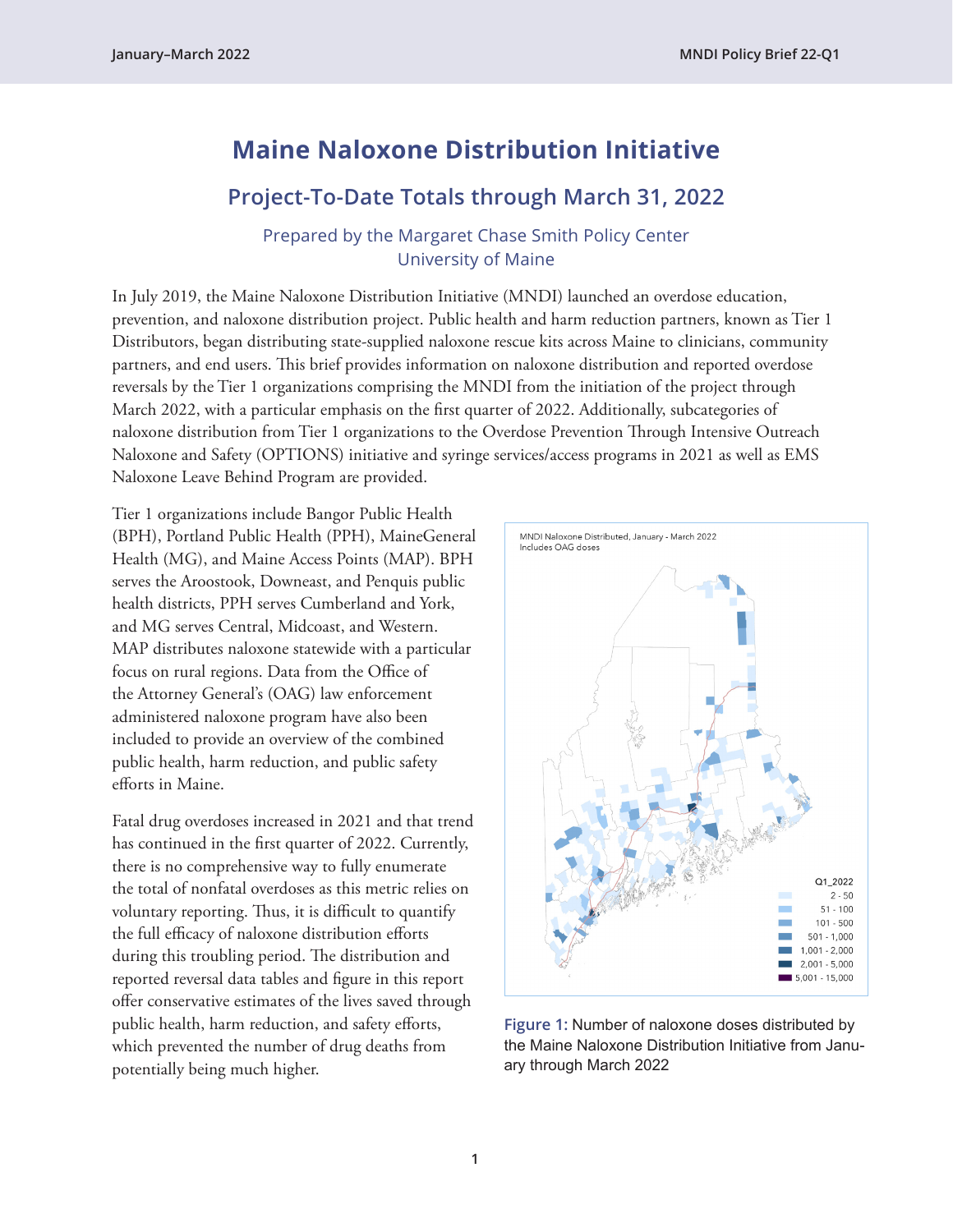# Maine Naloxone Distribution Initiative

## Project-To-Date Totals through March 31, 2022

Prepared by the Margaret Chase Smith Policy Center
University of Maine

In July 2019, the Maine Naloxone Distribution Initiative (MNDI) launched an overdose education, prevention, and naloxone distribution project. Public health and harm reduction partners, known as Tier 1 Distributors, began distributing state-supplied naloxone rescue kits across Maine to clinicians, community partners, and end users. This brief provides information on naloxone distribution and reported overdose reversals by the Tier 1 organizations comprising the MNDI from the initiation of the project through March 2022, with a particular emphasis on the first quarter of 2022. Additionally, subcategories of naloxone distribution from Tier 1 organizations to the Overdose Prevention Through Intensive Outreach Naloxone and Safety (OPTIONS) initiative and syringe services/access programs in 2021 as well as EMS Naloxone Leave Behind Program are provided.

Tier 1 organizations include Bangor Public Health (BPH), Portland Public Health (PPH), MaineGeneral Health (MG), and Maine Access Points (MAP). BPH serves the Aroostook, Downeast, and Penquis public health districts, PPH serves Cumberland and York, and MG serves Central, Midcoast, and Western. MAP distributes naloxone statewide with a particular focus on rural regions. Data from the Office of the Attorney General's (OAG) law enforcement administered naloxone program have also been included to provide an overview of the combined public health, harm reduction, and public safety efforts in Maine.

Fatal drug overdoses increased in 2021 and that trend has continued in the first quarter of 2022. Currently, there is no comprehensive way to fully enumerate the total of nonfatal overdoses as this metric relies on voluntary reporting. Thus, it is difficult to quantify the full efficacy of naloxone distribution efforts during this troubling period. The distribution and reported reversal data tables and figure in this report offer conservative estimates of the lives saved through public health, harm reduction, and safety efforts, which prevented the number of drug deaths from potentially being much higher.

MNDI Naloxone Distributed, January - March 2022
Includes OAG doses

Q1_2022: 2 - 50; 51 - 100; 101 - 500; 501 - 1,000; 1,001 - 2,000; 2,001 - 5,000; 5,001 - 15,000

**Figure 1:** Number of naloxone doses distributed by the Maine Naloxone Distribution Initiative from January through March 2022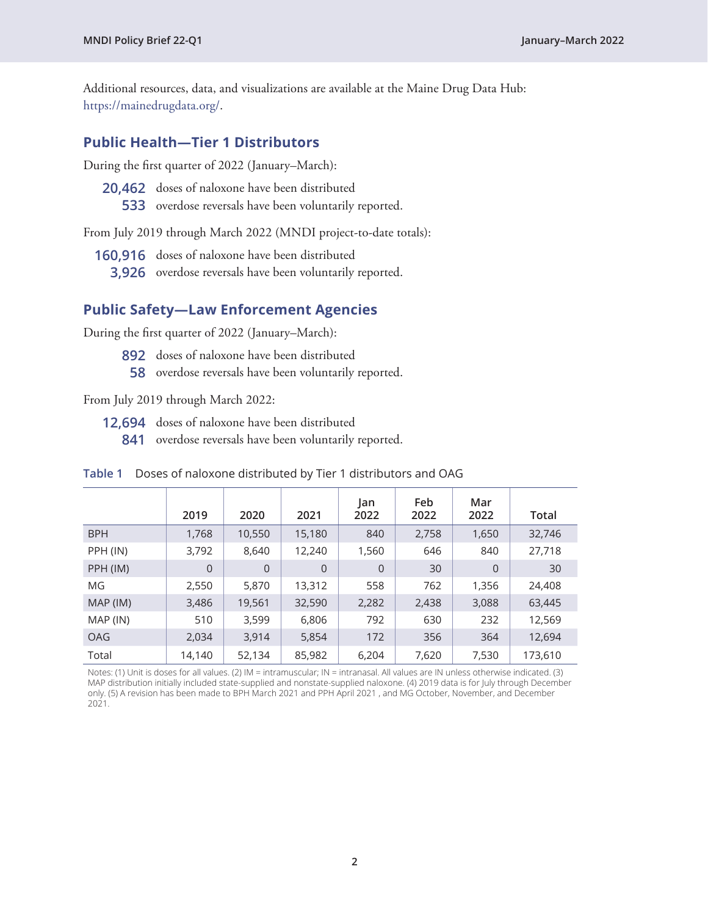Additional resources, data, and visualizations are available at the Maine Drug Data Hub: https://mainedrugdata.org/.

## Public Health—Tier 1 Distributors

During the first quarter of 2022 (January–March):

- **20,462** doses of naloxone have been distributed
- **533** overdose reversals have been voluntarily reported.

From July 2019 through March 2022 (MNDI project-to-date totals):

- **160,916** doses of naloxone have been distributed
- **3,926** overdose reversals have been voluntarily reported.

## Public Safety—Law Enforcement Agencies

During the first quarter of 2022 (January–March):

- **892** doses of naloxone have been distributed
- **58** overdose reversals have been voluntarily reported.

From July 2019 through March 2022:

- **12,694** doses of naloxone have been distributed
- **841** overdose reversals have been voluntarily reported.

**Table 1** Doses of naloxone distributed by Tier 1 distributors and OAG

| | 2019 | 2020 | 2021 | Jan 2022 | Feb 2022 | Mar 2022 | Total |
|---|---|---|---|---|---|---|---|
| BPH | 1,768 | 10,550 | 15,180 | 840 | 2,758 | 1,650 | 32,746 |
| PPH (IN) | 3,792 | 8,640 | 12,240 | 1,560 | 646 | 840 | 27,718 |
| PPH (IM) | 0 | 0 | 0 | 0 | 30 | 0 | 30 |
| MG | 2,550 | 5,870 | 13,312 | 558 | 762 | 1,356 | 24,408 |
| MAP (IM) | 3,486 | 19,561 | 32,590 | 2,282 | 2,438 | 3,088 | 63,445 |
| MAP (IN) | 510 | 3,599 | 6,806 | 792 | 630 | 232 | 12,569 |
| OAG | 2,034 | 3,914 | 5,854 | 172 | 356 | 364 | 12,694 |
| Total | 14,140 | 52,134 | 85,982 | 6,204 | 7,620 | 7,530 | 173,610 |

Notes: (1) Unit is doses for all values. (2) IM = intramuscular; IN = intranasal. All values are IN unless otherwise indicated. (3) MAP distribution initially included state-supplied and nonstate-supplied naloxone. (4) 2019 data is for July through December only. (5) A revision has been made to BPH March 2021 and PPH April 2021 , and MG October, November, and December 2021.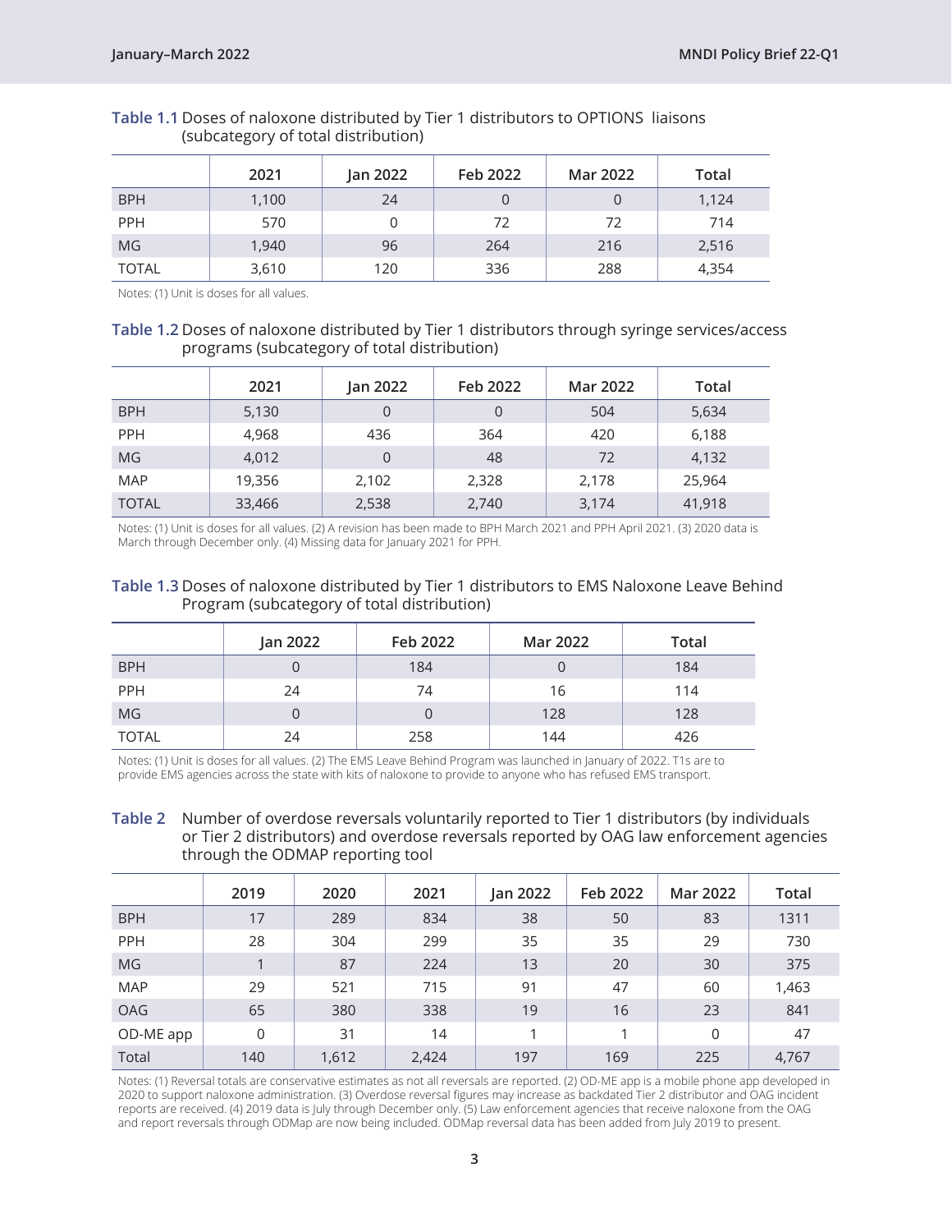**Table 1.1** Doses of naloxone distributed by Tier 1 distributors to OPTIONS liaisons (subcategory of total distribution)

| | 2021 | Jan 2022 | Feb 2022 | Mar 2022 | Total |
|---|---|---|---|---|---|
| BPH | 1,100 | 24 | 0 | 0 | 1,124 |
| PPH | 570 | 0 | 72 | 72 | 714 |
| MG | 1,940 | 96 | 264 | 216 | 2,516 |
| TOTAL | 3,610 | 120 | 336 | 288 | 4,354 |

Notes: (1) Unit is doses for all values.

**Table 1.2** Doses of naloxone distributed by Tier 1 distributors through syringe services/access programs (subcategory of total distribution)

| | 2021 | Jan 2022 | Feb 2022 | Mar 2022 | Total |
|---|---|---|---|---|---|
| BPH | 5,130 | 0 | 0 | 504 | 5,634 |
| PPH | 4,968 | 436 | 364 | 420 | 6,188 |
| MG | 4,012 | 0 | 48 | 72 | 4,132 |
| MAP | 19,356 | 2,102 | 2,328 | 2,178 | 25,964 |
| TOTAL | 33,466 | 2,538 | 2,740 | 3,174 | 41,918 |

Notes: (1) Unit is doses for all values. (2) A revision has been made to BPH March 2021 and PPH April 2021. (3) 2020 data is March through December only. (4) Missing data for January 2021 for PPH.

**Table 1.3** Doses of naloxone distributed by Tier 1 distributors to EMS Naloxone Leave Behind Program (subcategory of total distribution)

| | Jan 2022 | Feb 2022 | Mar 2022 | Total |
|---|---|---|---|---|
| BPH | 0 | 184 | 0 | 184 |
| PPH | 24 | 74 | 16 | 114 |
| MG | 0 | 0 | 128 | 128 |
| TOTAL | 24 | 258 | 144 | 426 |

Notes: (1) Unit is doses for all values. (2) The EMS Leave Behind Program was launched in January of 2022. T1s are to provide EMS agencies across the state with kits of naloxone to provide to anyone who has refused EMS transport.

**Table 2** Number of overdose reversals voluntarily reported to Tier 1 distributors (by individuals or Tier 2 distributors) and overdose reversals reported by OAG law enforcement agencies through the ODMAP reporting tool

| | 2019 | 2020 | 2021 | Jan 2022 | Feb 2022 | Mar 2022 | Total |
|---|---|---|---|---|---|---|---|
| BPH | 17 | 289 | 834 | 38 | 50 | 83 | 1311 |
| PPH | 28 | 304 | 299 | 35 | 35 | 29 | 730 |
| MG | 1 | 87 | 224 | 13 | 20 | 30 | 375 |
| MAP | 29 | 521 | 715 | 91 | 47 | 60 | 1,463 |
| OAG | 65 | 380 | 338 | 19 | 16 | 23 | 841 |
| OD-ME app | 0 | 31 | 14 | 1 | 1 | 0 | 47 |
| Total | 140 | 1,612 | 2,424 | 197 | 169 | 225 | 4,767 |

Notes: (1) Reversal totals are conservative estimates as not all reversals are reported. (2) OD-ME app is a mobile phone app developed in 2020 to support naloxone administration. (3) Overdose reversal figures may increase as backdated Tier 2 distributor and OAG incident reports are received. (4) 2019 data is July through December only. (5) Law enforcement agencies that receive naloxone from the OAG and report reversals through ODMap are now being included. ODMap reversal data has been added from July 2019 to present.